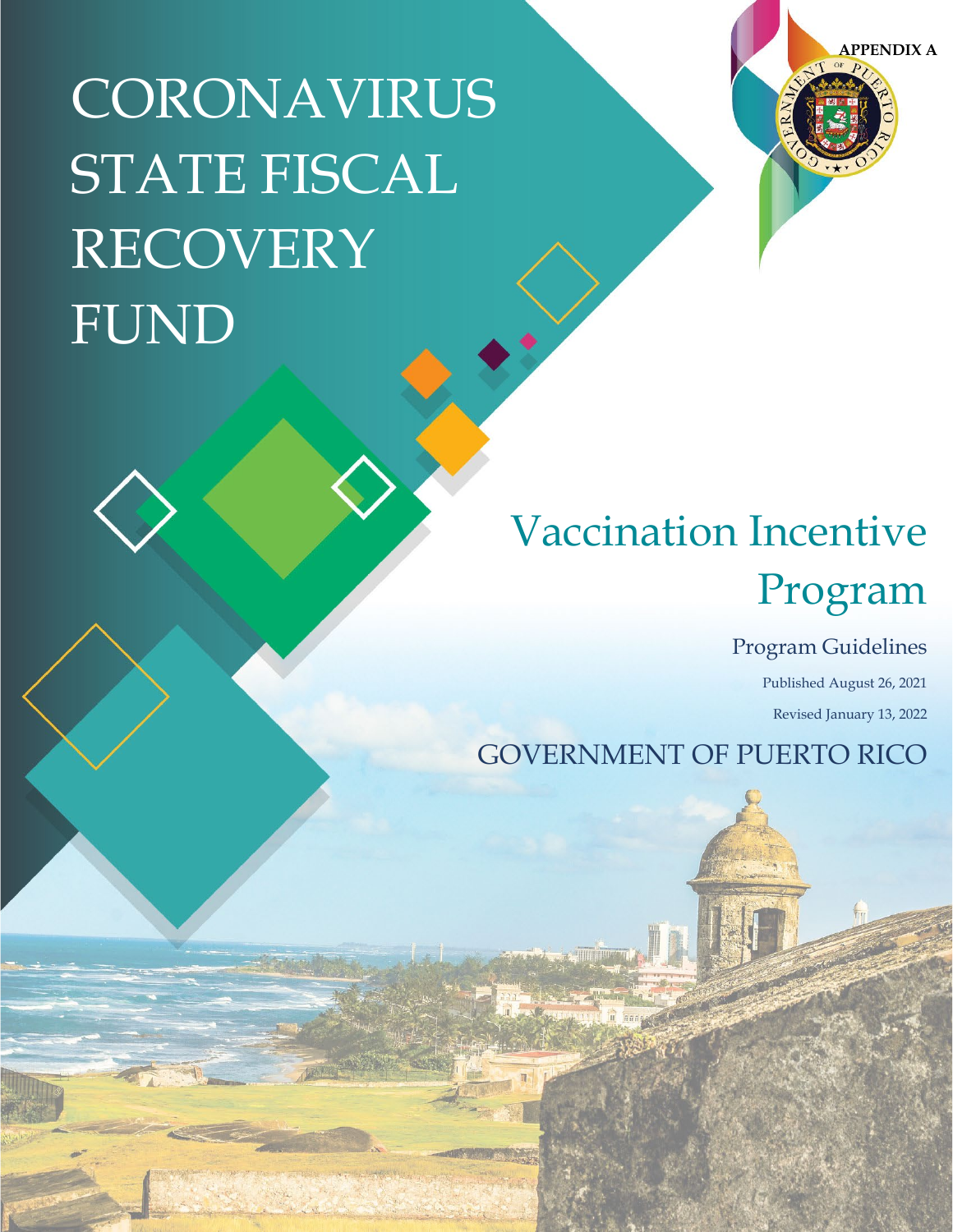APPENDIX A

# CORONAVIRUS STATE FISCAL RECOVERY FUND

# Vaccination Incentive Program

## Program Guidelines

Published August 26, 2021

Revised January 13, 2022

GOVERNMENT OF PUERTO RICO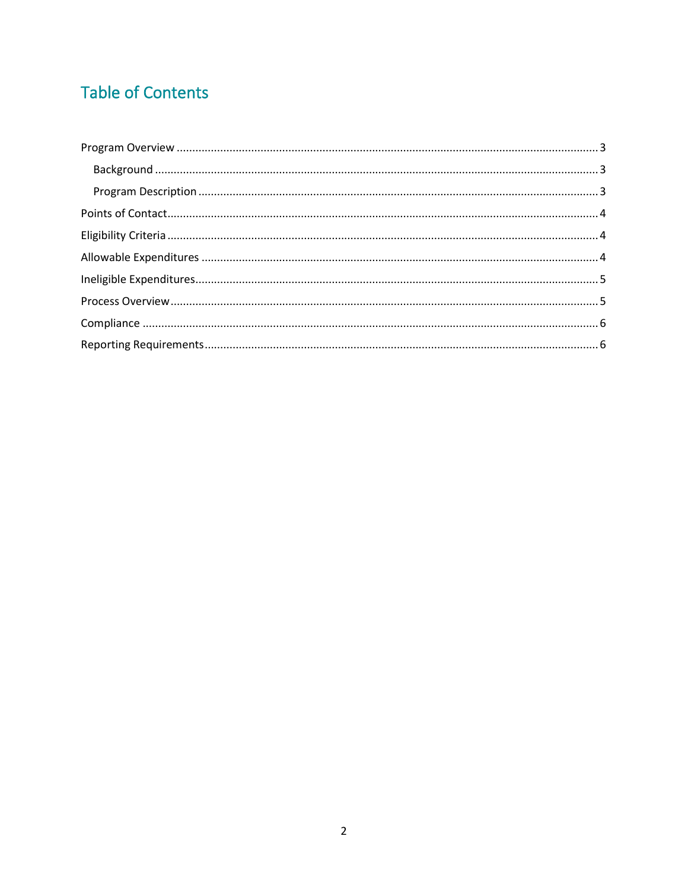## Table of Contents

- Program Overview ........ 3
  - Background ........ 3
  - Program Description ........ 3
- Points of Contact ........ 4
- Eligibility Criteria ........ 4
- Allowable Expenditures ........ 4
- Ineligible Expenditures ........ 5
- Process Overview ........ 5
- Compliance ........ 6
- Reporting Requirements ........ 6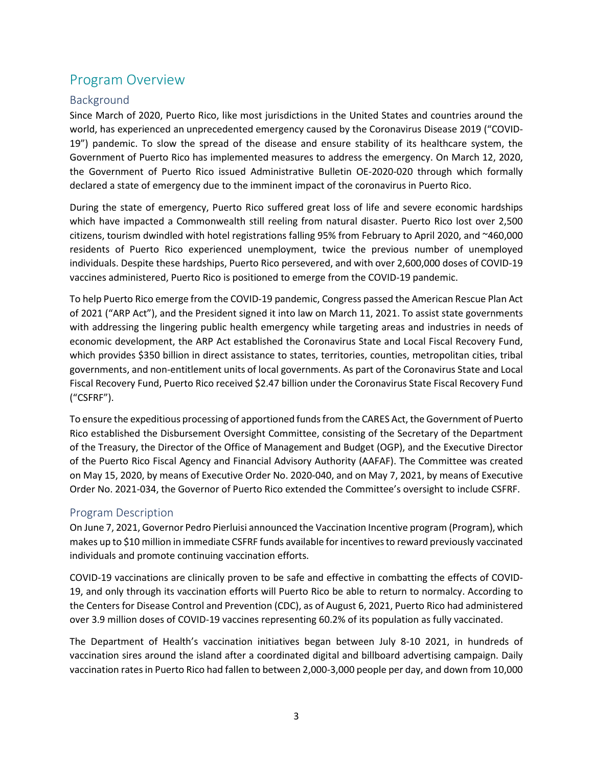# Program Overview

## Background

Since March of 2020, Puerto Rico, like most jurisdictions in the United States and countries around the world, has experienced an unprecedented emergency caused by the Coronavirus Disease 2019 ("COVID-19") pandemic. To slow the spread of the disease and ensure stability of its healthcare system, the Government of Puerto Rico has implemented measures to address the emergency. On March 12, 2020, the Government of Puerto Rico issued Administrative Bulletin OE-2020-020 through which formally declared a state of emergency due to the imminent impact of the coronavirus in Puerto Rico.

During the state of emergency, Puerto Rico suffered great loss of life and severe economic hardships which have impacted a Commonwealth still reeling from natural disaster. Puerto Rico lost over 2,500 citizens, tourism dwindled with hotel registrations falling 95% from February to April 2020, and ~460,000 residents of Puerto Rico experienced unemployment, twice the previous number of unemployed individuals. Despite these hardships, Puerto Rico persevered, and with over 2,600,000 doses of COVID-19 vaccines administered, Puerto Rico is positioned to emerge from the COVID-19 pandemic.

To help Puerto Rico emerge from the COVID-19 pandemic, Congress passed the American Rescue Plan Act of 2021 ("ARP Act"), and the President signed it into law on March 11, 2021. To assist state governments with addressing the lingering public health emergency while targeting areas and industries in needs of economic development, the ARP Act established the Coronavirus State and Local Fiscal Recovery Fund, which provides $350 billion in direct assistance to states, territories, counties, metropolitan cities, tribal governments, and non-entitlement units of local governments. As part of the Coronavirus State and Local Fiscal Recovery Fund, Puerto Rico received $2.47 billion under the Coronavirus State Fiscal Recovery Fund ("CSFRF").

To ensure the expeditious processing of apportioned funds from the CARES Act, the Government of Puerto Rico established the Disbursement Oversight Committee, consisting of the Secretary of the Department of the Treasury, the Director of the Office of Management and Budget (OGP), and the Executive Director of the Puerto Rico Fiscal Agency and Financial Advisory Authority (AAFAF). The Committee was created on May 15, 2020, by means of Executive Order No. 2020-040, and on May 7, 2021, by means of Executive Order No. 2021-034, the Governor of Puerto Rico extended the Committee's oversight to include CSFRF.

## Program Description

On June 7, 2021, Governor Pedro Pierluisi announced the Vaccination Incentive program (Program), which makes up to $10 million in immediate CSFRF funds available for incentives to reward previously vaccinated individuals and promote continuing vaccination efforts.

COVID-19 vaccinations are clinically proven to be safe and effective in combatting the effects of COVID-19, and only through its vaccination efforts will Puerto Rico be able to return to normalcy. According to the Centers for Disease Control and Prevention (CDC), as of August 6, 2021, Puerto Rico had administered over 3.9 million doses of COVID-19 vaccines representing 60.2% of its population as fully vaccinated.

The Department of Health's vaccination initiatives began between July 8-10 2021, in hundreds of vaccination sires around the island after a coordinated digital and billboard advertising campaign. Daily vaccination rates in Puerto Rico had fallen to between 2,000-3,000 people per day, and down from 10,000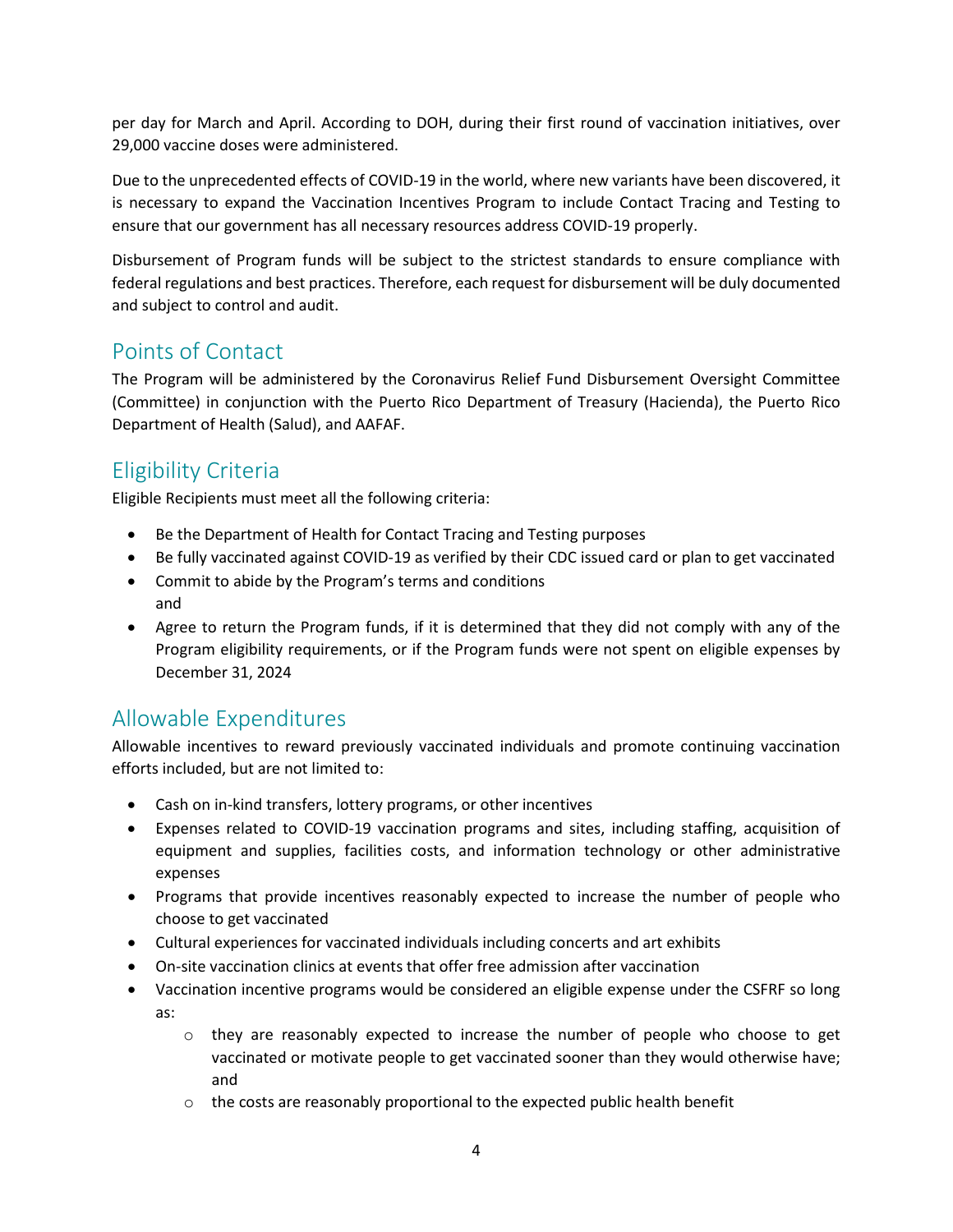per day for March and April. According to DOH, during their first round of vaccination initiatives, over 29,000 vaccine doses were administered.

Due to the unprecedented effects of COVID-19 in the world, where new variants have been discovered, it is necessary to expand the Vaccination Incentives Program to include Contact Tracing and Testing to ensure that our government has all necessary resources address COVID-19 properly.

Disbursement of Program funds will be subject to the strictest standards to ensure compliance with federal regulations and best practices. Therefore, each request for disbursement will be duly documented and subject to control and audit.

## Points of Contact

The Program will be administered by the Coronavirus Relief Fund Disbursement Oversight Committee (Committee) in conjunction with the Puerto Rico Department of Treasury (Hacienda), the Puerto Rico Department of Health (Salud), and AAFAF.

## Eligibility Criteria

Eligible Recipients must meet all the following criteria:

- Be the Department of Health for Contact Tracing and Testing purposes
- Be fully vaccinated against COVID-19 as verified by their CDC issued card or plan to get vaccinated
- Commit to abide by the Program's terms and conditions
  and
- Agree to return the Program funds, if it is determined that they did not comply with any of the Program eligibility requirements, or if the Program funds were not spent on eligible expenses by December 31, 2024

## Allowable Expenditures

Allowable incentives to reward previously vaccinated individuals and promote continuing vaccination efforts included, but are not limited to:

- Cash on in-kind transfers, lottery programs, or other incentives
- Expenses related to COVID-19 vaccination programs and sites, including staffing, acquisition of equipment and supplies, facilities costs, and information technology or other administrative expenses
- Programs that provide incentives reasonably expected to increase the number of people who choose to get vaccinated
- Cultural experiences for vaccinated individuals including concerts and art exhibits
- On-site vaccination clinics at events that offer free admission after vaccination
- Vaccination incentive programs would be considered an eligible expense under the CSFRF so long as:
  - they are reasonably expected to increase the number of people who choose to get vaccinated or motivate people to get vaccinated sooner than they would otherwise have; and
  - the costs are reasonably proportional to the expected public health benefit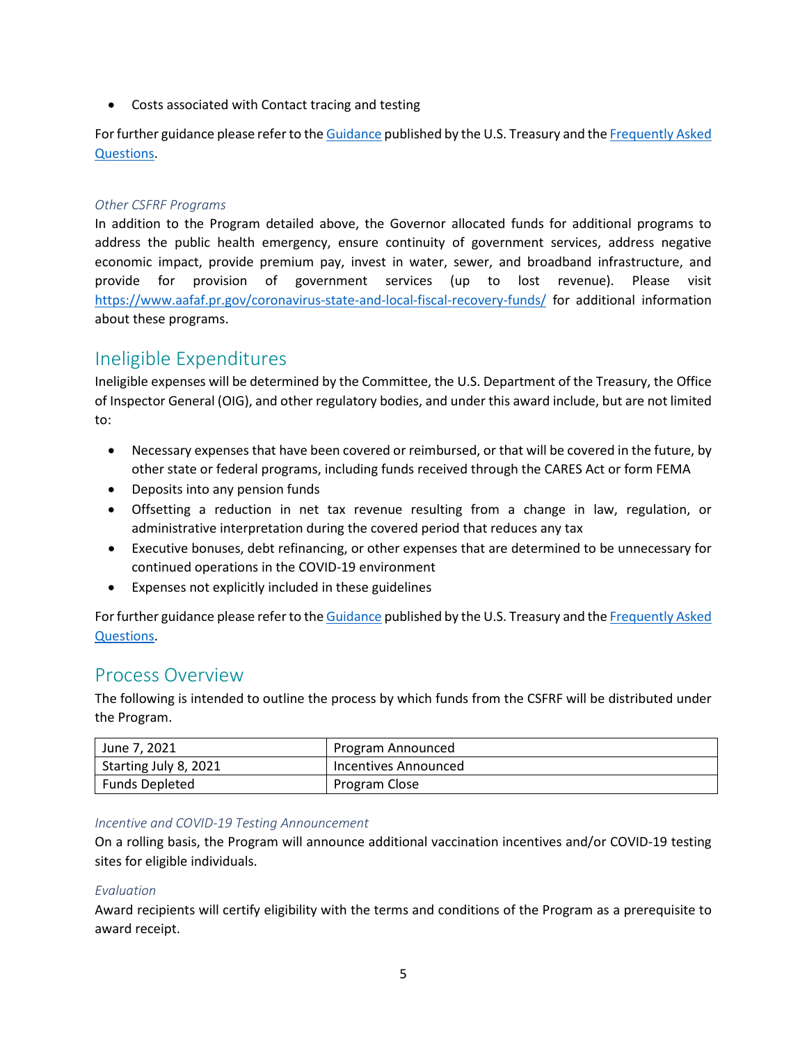- Costs associated with Contact tracing and testing

For further guidance please refer to the [Guidance]() published by the U.S. Treasury and the [Frequently Asked Questions]().

*Other CSFRF Programs*

In addition to the Program detailed above, the Governor allocated funds for additional programs to address the public health emergency, ensure continuity of government services, address negative economic impact, provide premium pay, invest in water, sewer, and broadband infrastructure, and provide for provision of government services (up to lost revenue). Please visit https://www.aafaf.pr.gov/coronavirus-state-and-local-fiscal-recovery-funds/ for additional information about these programs.

## Ineligible Expenditures

Ineligible expenses will be determined by the Committee, the U.S. Department of the Treasury, the Office of Inspector General (OIG), and other regulatory bodies, and under this award include, but are not limited to:

- Necessary expenses that have been covered or reimbursed, or that will be covered in the future, by other state or federal programs, including funds received through the CARES Act or form FEMA
- Deposits into any pension funds
- Offsetting a reduction in net tax revenue resulting from a change in law, regulation, or administrative interpretation during the covered period that reduces any tax
- Executive bonuses, debt refinancing, or other expenses that are determined to be unnecessary for continued operations in the COVID-19 environment
- Expenses not explicitly included in these guidelines

For further guidance please refer to the [Guidance]() published by the U.S. Treasury and the [Frequently Asked Questions]().

## Process Overview

The following is intended to outline the process by which funds from the CSFRF will be distributed under the Program.

| | |
|---|---|
| June 7, 2021 | Program Announced |
| Starting July 8, 2021 | Incentives Announced |
| Funds Depleted | Program Close |

*Incentive and COVID-19 Testing Announcement*

On a rolling basis, the Program will announce additional vaccination incentives and/or COVID-19 testing sites for eligible individuals.

*Evaluation*

Award recipients will certify eligibility with the terms and conditions of the Program as a prerequisite to award receipt.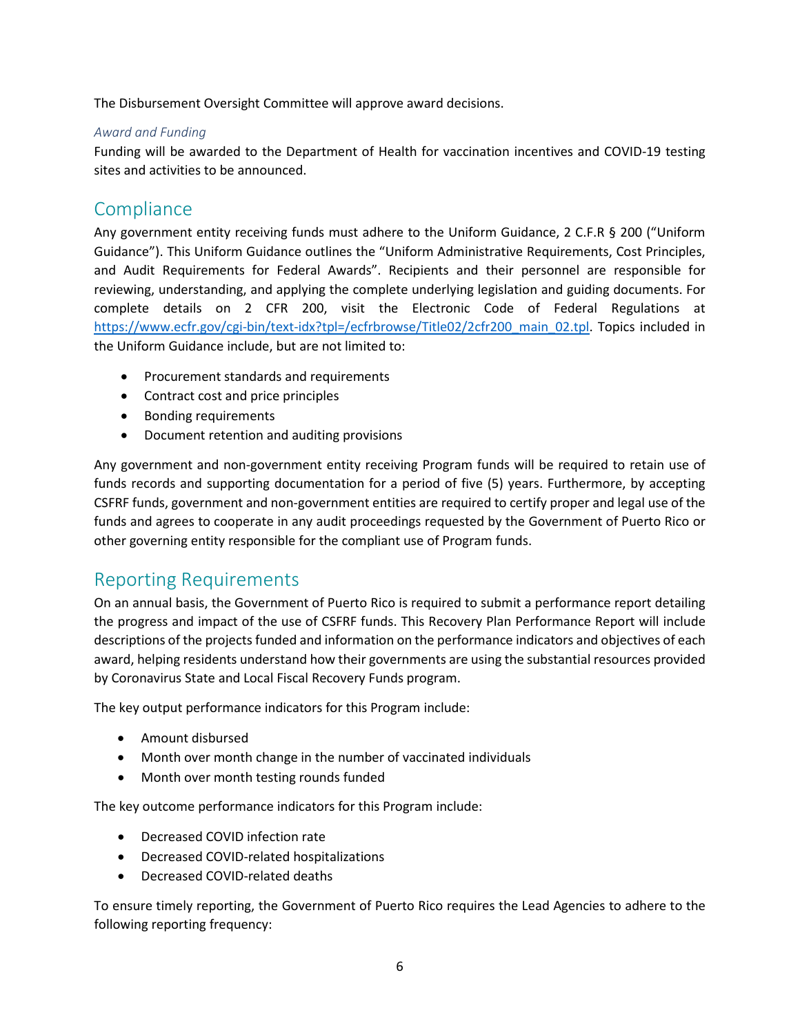The Disbursement Oversight Committee will approve award decisions.

### *Award and Funding*

Funding will be awarded to the Department of Health for vaccination incentives and COVID-19 testing sites and activities to be announced.

## Compliance

Any government entity receiving funds must adhere to the Uniform Guidance, 2 C.F.R § 200 ("Uniform Guidance"). This Uniform Guidance outlines the "Uniform Administrative Requirements, Cost Principles, and Audit Requirements for Federal Awards". Recipients and their personnel are responsible for reviewing, understanding, and applying the complete underlying legislation and guiding documents. For complete details on 2 CFR 200, visit the Electronic Code of Federal Regulations at [https://www.ecfr.gov/cgi-bin/text-idx?tpl=/ecfrbrowse/Title02/2cfr200_main_02.tpl](https://www.ecfr.gov/cgi-bin/text-idx?tpl=/ecfrbrowse/Title02/2cfr200_main_02.tpl). Topics included in the Uniform Guidance include, but are not limited to:

- Procurement standards and requirements
- Contract cost and price principles
- Bonding requirements
- Document retention and auditing provisions

Any government and non-government entity receiving Program funds will be required to retain use of funds records and supporting documentation for a period of five (5) years. Furthermore, by accepting CSFRF funds, government and non-government entities are required to certify proper and legal use of the funds and agrees to cooperate in any audit proceedings requested by the Government of Puerto Rico or other governing entity responsible for the compliant use of Program funds.

## Reporting Requirements

On an annual basis, the Government of Puerto Rico is required to submit a performance report detailing the progress and impact of the use of CSFRF funds. This Recovery Plan Performance Report will include descriptions of the projects funded and information on the performance indicators and objectives of each award, helping residents understand how their governments are using the substantial resources provided by Coronavirus State and Local Fiscal Recovery Funds program.

The key output performance indicators for this Program include:

- Amount disbursed
- Month over month change in the number of vaccinated individuals
- Month over month testing rounds funded

The key outcome performance indicators for this Program include:

- Decreased COVID infection rate
- Decreased COVID-related hospitalizations
- Decreased COVID-related deaths

To ensure timely reporting, the Government of Puerto Rico requires the Lead Agencies to adhere to the following reporting frequency: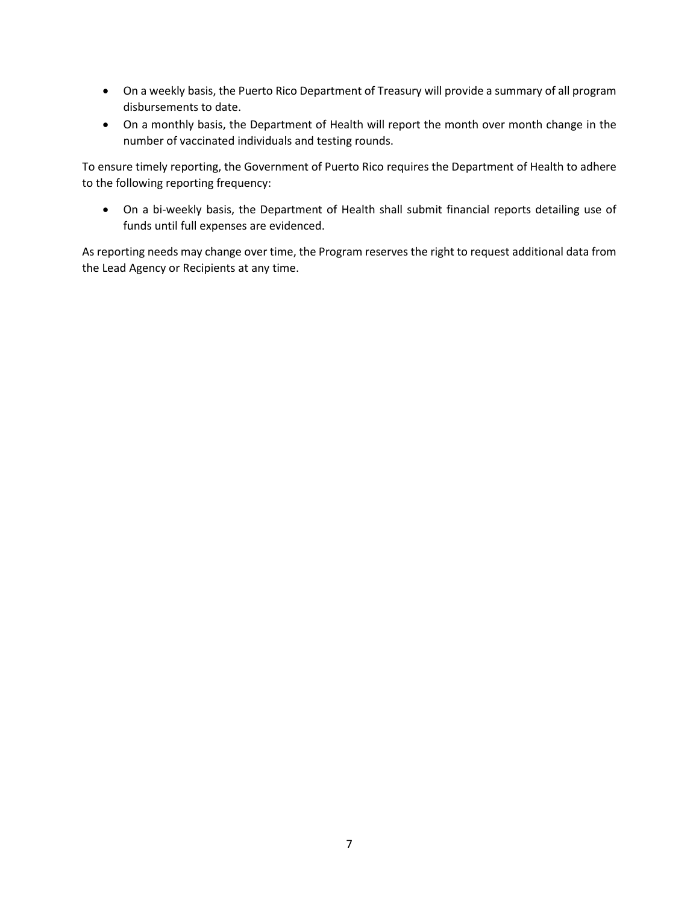- On a weekly basis, the Puerto Rico Department of Treasury will provide a summary of all program disbursements to date.
- On a monthly basis, the Department of Health will report the month over month change in the number of vaccinated individuals and testing rounds.

To ensure timely reporting, the Government of Puerto Rico requires the Department of Health to adhere to the following reporting frequency:

- On a bi-weekly basis, the Department of Health shall submit financial reports detailing use of funds until full expenses are evidenced.

As reporting needs may change over time, the Program reserves the right to request additional data from the Lead Agency or Recipients at any time.